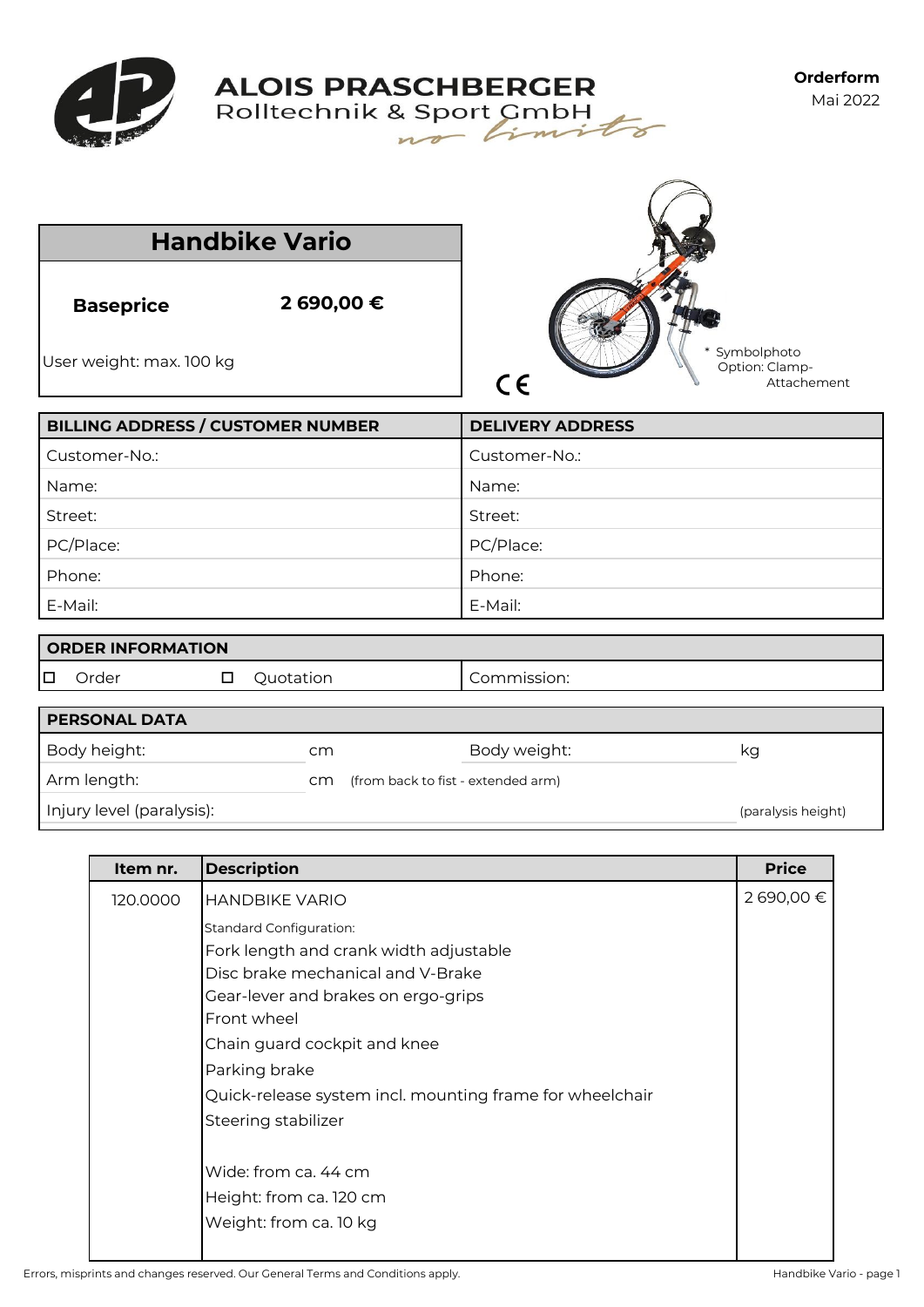**ALOIS PRASCHBERGER**
Rolltechnik & Sport GmbH
*no limits*

**Orderform**
Mai 2022

# Handbike Vario

| **Baseprice** | **2 690,00 €** |
|---|---|

User weight: max. 100 kg

CE

\* Symbolphoto
Option: Clamp-Attachement

| BILLING ADDRESS / CUSTOMER NUMBER | DELIVERY ADDRESS |
|---|---|
| Customer-No.: | Customer-No.: |
| Name: | Name: |
| Street: | Street: |
| PC/Place: | PC/Place: |
| Phone: | Phone: |
| E-Mail: | E-Mail: |

| ORDER INFORMATION | |
|---|---|
| ☐ Order ☐ Quotation | Commission: |

| PERSONAL DATA | | | |
|---|---|---|---|
| Body height: | cm | Body weight: | kg |
| Arm length: | cm | (from back to fist - extended arm) | |
| Injury level (paralysis): | | | (paralysis height) |

| Item nr. | Description | Price |
|---|---|---|
| 120.0000 | HANDBIKE VARIO<br>Standard Configuration:<br>Fork length and crank width adjustable<br>Disc brake mechanical and V-Brake<br>Gear-lever and brakes on ergo-grips<br>Front wheel<br>Chain guard cockpit and knee<br>Parking brake<br>Quick-release system incl. mounting frame for wheelchair<br>Steering stabilizer<br><br>Wide: from ca. 44 cm<br>Height: from ca. 120 cm<br>Weight: from ca. 10 kg | 2 690,00 € |

Errors, misprints and changes reserved. Our General Terms and Conditions apply.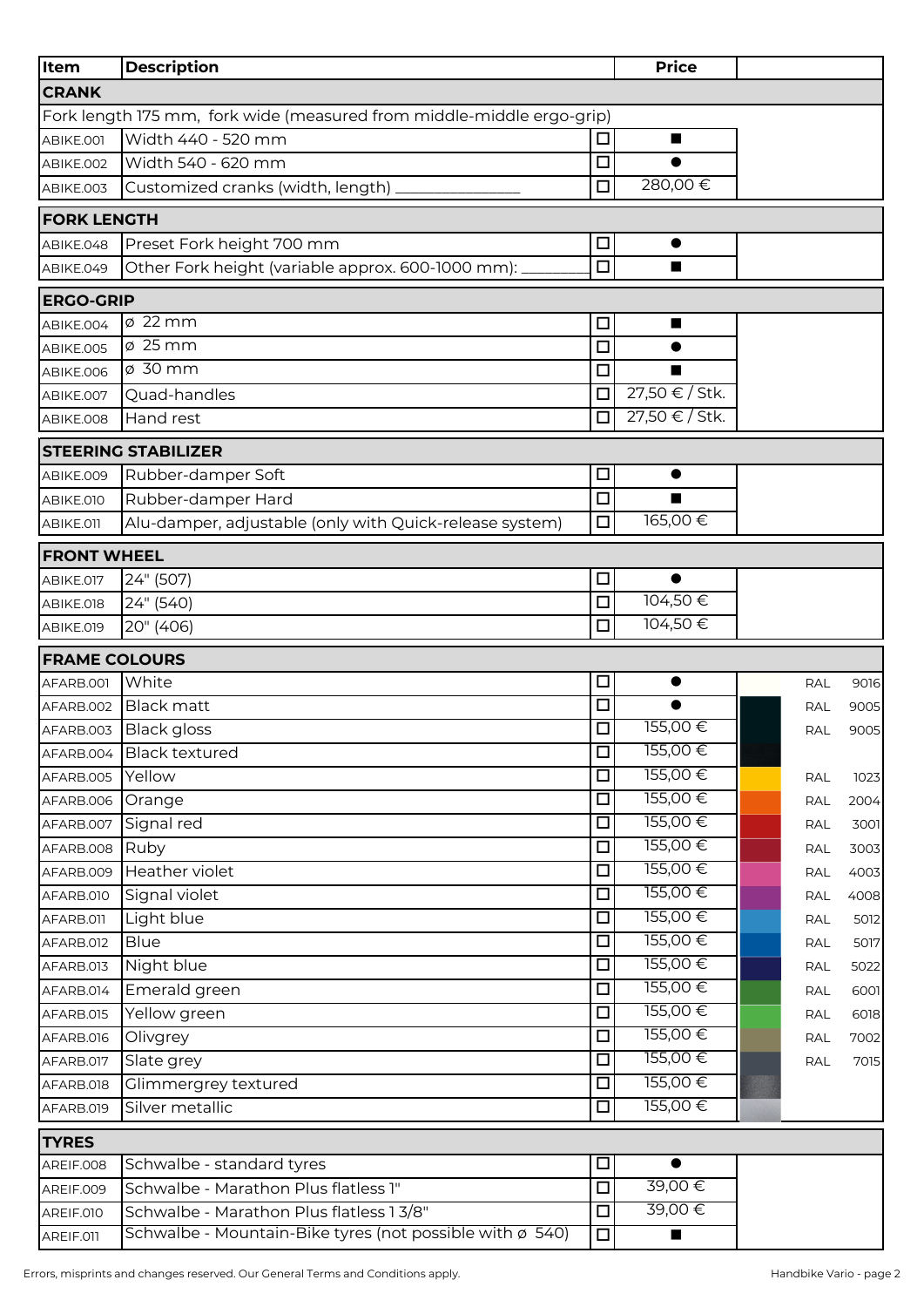| Item | Description | | Price | |
|---|---|---|---|---|
| **CRANK** | | | | |
| Fork length 175 mm, fork wide (measured from middle-middle ergo-grip) | | | | |
| ABIKE.001 | Width 440 - 520 mm | ☐ | ■ | |
| ABIKE.002 | Width 540 - 620 mm | ☐ | ● | |
| ABIKE.003 | Customized cranks (width, length) _______________ | ☐ | 280,00 € | |
| **FORK LENGTH** | | | | |
| ABIKE.048 | Preset Fork height 700 mm | ☐ | ● | |
| ABIKE.049 | Other Fork height (variable approx. 600-1000 mm): _______ | ☐ | ■ | |
| **ERGO-GRIP** | | | | |
| ABIKE.004 | ø 22 mm | ☐ | ■ | |
| ABIKE.005 | ø 25 mm | ☐ | ● | |
| ABIKE.006 | ø 30 mm | ☐ | ■ | |
| ABIKE.007 | Quad-handles | ☐ | 27,50 € / Stk. | |
| ABIKE.008 | Hand rest | ☐ | 27,50 € / Stk. | |
| **STEERING STABILIZER** | | | | |
| ABIKE.009 | Rubber-damper Soft | ☐ | ● | |
| ABIKE.010 | Rubber-damper Hard | ☐ | ■ | |
| ABIKE.011 | Alu-damper, adjustable (only with Quick-release system) | ☐ | 165,00 € | |
| **FRONT WHEEL** | | | | |
| ABIKE.017 | 24" (507) | ☐ | ● | |
| ABIKE.018 | 24" (540) | ☐ | 104,50 € | |
| ABIKE.019 | 20" (406) | ☐ | 104,50 € | |
| **FRAME COLOURS** | | | | |
| AFARB.001 | White | ☐ | ● | RAL 9016 |
| AFARB.002 | Black matt | ☐ | ● | RAL 9005 |
| AFARB.003 | Black gloss | ☐ | 155,00 € | RAL 9005 |
| AFARB.004 | Black textured | ☐ | 155,00 € | |
| AFARB.005 | Yellow | ☐ | 155,00 € | RAL 1023 |
| AFARB.006 | Orange | ☐ | 155,00 € | RAL 2004 |
| AFARB.007 | Signal red | ☐ | 155,00 € | RAL 3001 |
| AFARB.008 | Ruby | ☐ | 155,00 € | RAL 3003 |
| AFARB.009 | Heather violet | ☐ | 155,00 € | RAL 4003 |
| AFARB.010 | Signal violet | ☐ | 155,00 € | RAL 4008 |
| AFARB.011 | Light blue | ☐ | 155,00 € | RAL 5012 |
| AFARB.012 | Blue | ☐ | 155,00 € | RAL 5017 |
| AFARB.013 | Night blue | ☐ | 155,00 € | RAL 5022 |
| AFARB.014 | Emerald green | ☐ | 155,00 € | RAL 6001 |
| AFARB.015 | Yellow green | ☐ | 155,00 € | RAL 6018 |
| AFARB.016 | Olivgrey | ☐ | 155,00 € | RAL 7002 |
| AFARB.017 | Slate grey | ☐ | 155,00 € | RAL 7015 |
| AFARB.018 | Glimmergrey textured | ☐ | 155,00 € | |
| AFARB.019 | Silver metallic | ☐ | 155,00 € | |
| **TYRES** | | | | |
| AREIF.008 | Schwalbe - standard tyres | ☐ | ● | |
| AREIF.009 | Schwalbe - Marathon Plus flatless 1" | ☐ | 39,00 € | |
| AREIF.010 | Schwalbe - Marathon Plus flatless 1 3/8" | ☐ | 39,00 € | |
| AREIF.011 | Schwalbe - Mountain-Bike tyres (not possible with ø 540) | ☐ | ■ | |

Errors, misprints and changes reserved. Our General Terms and Conditions apply.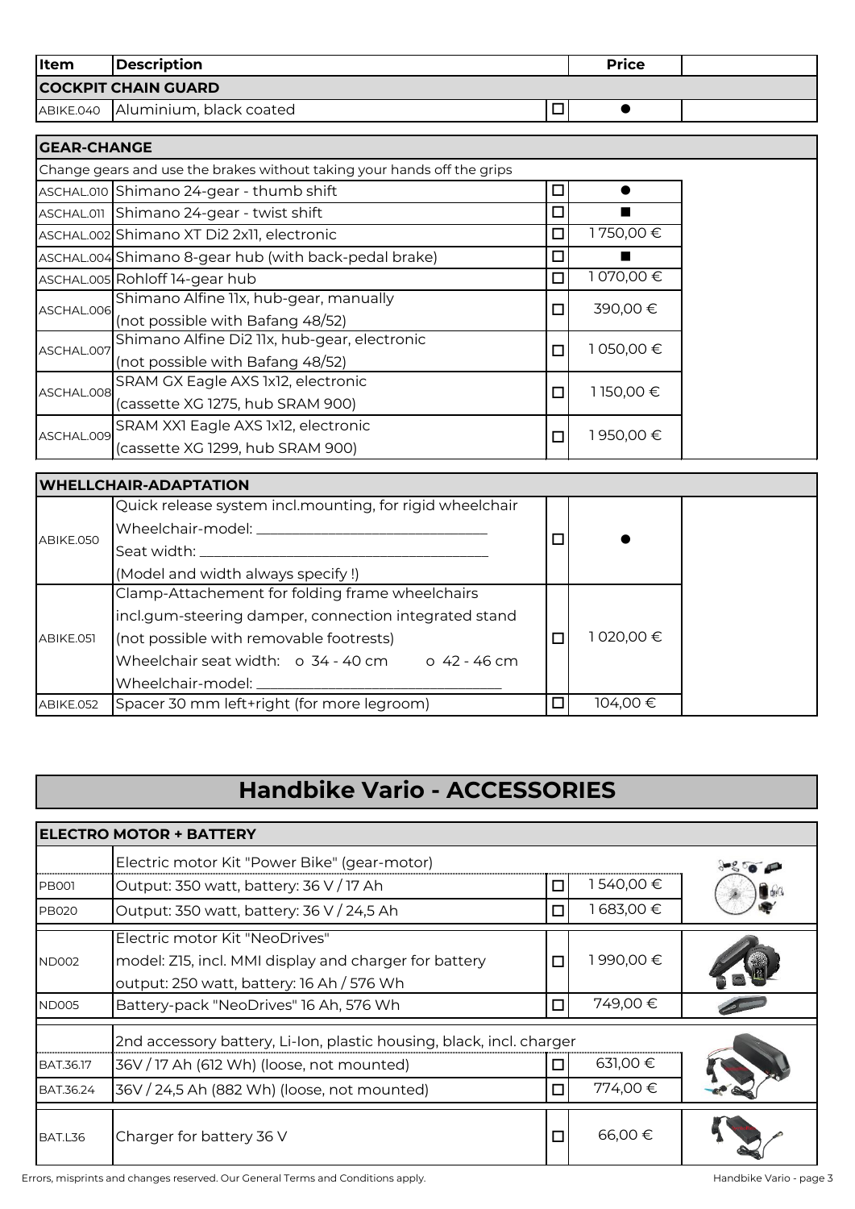| Item | Description | | Price | |
|---|---|---|---|---|
| **COCKPIT CHAIN GUARD** | | | | |
| ABIKE.040 | Aluminium, black coated | ☐ | ● | |

| **GEAR-CHANGE** | | | | |
|---|---|---|---|---|
| Change gears and use the brakes without taking your hands off the grips | | | | |
| ASCHAL.010 | Shimano 24-gear - thumb shift | ☐ | ● | |
| ASCHAL.011 | Shimano 24-gear - twist shift | ☐ | ■ | |
| ASCHAL.002 | Shimano XT Di2 2x11, electronic | ☐ | 1 750,00 € | |
| ASCHAL.004 | Shimano 8-gear hub (with back-pedal brake) | ☐ | ■ | |
| ASCHAL.005 | Rohloff 14-gear hub | ☐ | 1 070,00 € | |
| ASCHAL.006 | Shimano Alfine 11x, hub-gear, manually (not possible with Bafang 48/52) | ☐ | 390,00 € | |
| ASCHAL.007 | Shimano Alfine Di2 11x, hub-gear, electronic (not possible with Bafang 48/52) | ☐ | 1 050,00 € | |
| ASCHAL.008 | SRAM GX Eagle AXS 1x12, electronic (cassette XG 1275, hub SRAM 900) | ☐ | 1 150,00 € | |
| ASCHAL.009 | SRAM XX1 Eagle AXS 1x12, electronic (cassette XG 1299, hub SRAM 900) | ☐ | 1 950,00 € | |

| **WHELLCHAIR-ADAPTATION** | | | | |
|---|---|---|---|---|
| ABIKE.050 | Quick release system incl.mounting, for rigid wheelchair<br>Wheelchair-model: ______________________<br>Seat width: ______________________<br>(Model and width always specify !) | ☐ | ● | |
| ABIKE.051 | Clamp-Attachement for folding frame wheelchairs incl.gum-steering damper, connection integrated stand (not possible with removable footrests)<br>Wheelchair seat width: o 34 - 40 cm o 42 - 46 cm<br>Wheelchair-model: ______________________ | ☐ | 1 020,00 € | |
| ABIKE.052 | Spacer 30 mm left+right (for more legroom) | ☐ | 104,00 € | |

# Handbike Vario - ACCESSORIES

| **ELECTRO MOTOR + BATTERY** | | | | |
|---|---|---|---|---|
| | Electric motor Kit "Power Bike" (gear-motor) | | | |
| PB001 | Output: 350 watt, battery: 36 V / 17 Ah | ☐ | 1 540,00 € | |
| PB020 | Output: 350 watt, battery: 36 V / 24,5 Ah | ☐ | 1 683,00 € | |
| ND002 | Electric motor Kit "NeoDrives" model: Z15, incl. MMI display and charger for battery output: 250 watt, battery: 16 Ah / 576 Wh | ☐ | 1 990,00 € | |
| ND005 | Battery-pack "NeoDrives" 16 Ah, 576 Wh | ☐ | 749,00 € | |
| | 2nd accessory battery, Li-Ion, plastic housing, black, incl. charger | | | |
| BAT.36.17 | 36V / 17 Ah (612 Wh) (loose, not mounted) | ☐ | 631,00 € | |
| BAT.36.24 | 36V / 24,5 Ah (882 Wh) (loose, not mounted) | ☐ | 774,00 € | |
| BAT.L36 | Charger for battery 36 V | ☐ | 66,00 € | |

Errors, misprints and changes reserved. Our General Terms and Conditions apply.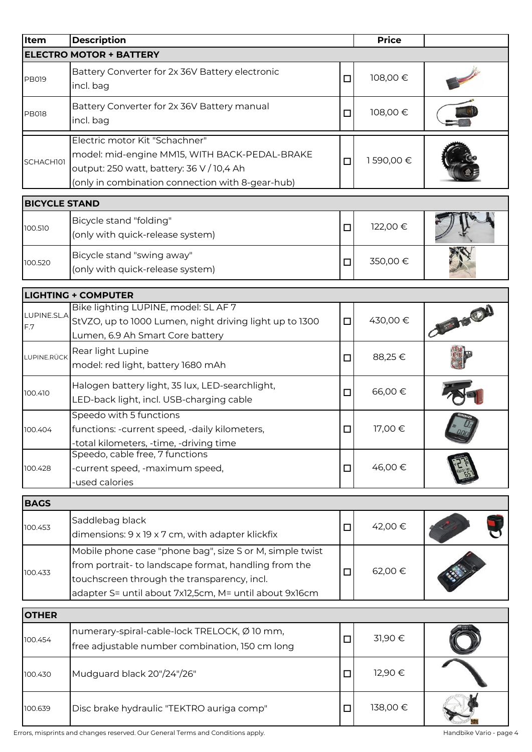| Item | Description | | Price | |
|---|---|---|---|---|
| **ELECTRO MOTOR + BATTERY** | | | | |
| PB019 | Battery Converter for 2x 36V Battery electronic incl. bag | ☐ | 108,00 € | |
| PB018 | Battery Converter for 2x 36V Battery manual incl. bag | ☐ | 108,00 € | |
| SCHACH101 | Electric motor Kit "Schachner" model: mid-engine MM15, WITH BACK-PEDAL-BRAKE output: 250 watt, battery: 36 V / 10,4 Ah (only in combination connection with 8-gear-hub) | ☐ | 1 590,00 € | |
| **BICYCLE STAND** | | | | |
| 100.510 | Bicycle stand "folding" (only with quick-release system) | ☐ | 122,00 € | |
| 100.520 | Bicycle stand "swing away" (only with quick-release system) | ☐ | 350,00 € | |
| **LIGHTING + COMPUTER** | | | | |
| LUPINE.SL.AF.7 | Bike lighting LUPINE, model: SL AF 7 StVZO, up to 1000 Lumen, night driving light up to 1300 Lumen, 6.9 Ah Smart Core battery | ☐ | 430,00 € | |
| LUPINE.RÜCK | Rear light Lupine model: red light, battery 1680 mAh | ☐ | 88,25 € | |
| 100.410 | Halogen battery light, 35 lux, LED-searchlight, LED-back light, incl. USB-charging cable | ☐ | 66,00 € | |
| 100.404 | Speedo with 5 functions functions: -current speed, -daily kilometers, -total kilometers, -time, -driving time | ☐ | 17,00 € | |
| 100.428 | Speedo, cable free, 7 functions -current speed, -maximum speed, -used calories | ☐ | 46,00 € | |
| **BAGS** | | | | |
| 100.453 | Saddlebag black dimensions: 9 x 19 x 7 cm, with adapter klickfix | ☐ | 42,00 € | |
| 100.433 | Mobile phone case "phone bag", size S or M, simple twist from portrait- to landscape format, handling from the touchscreen through the transparency, incl. adapter S= until about 7x12,5cm, M= until about 9x16cm | ☐ | 62,00 € | |
| **OTHER** | | | | |
| 100.454 | numerary-spiral-cable-lock TRELOCK, Ø 10 mm, free adjustable number combination, 150 cm long | ☐ | 31,90 € | |
| 100.430 | Mudguard black 20"/24"/26" | ☐ | 12,90 € | |
| 100.639 | Disc brake hydraulic "TEKTRO auriga comp" | ☐ | 138,00 € | |

Errors, misprints and changes reserved. Our General Terms and Conditions apply.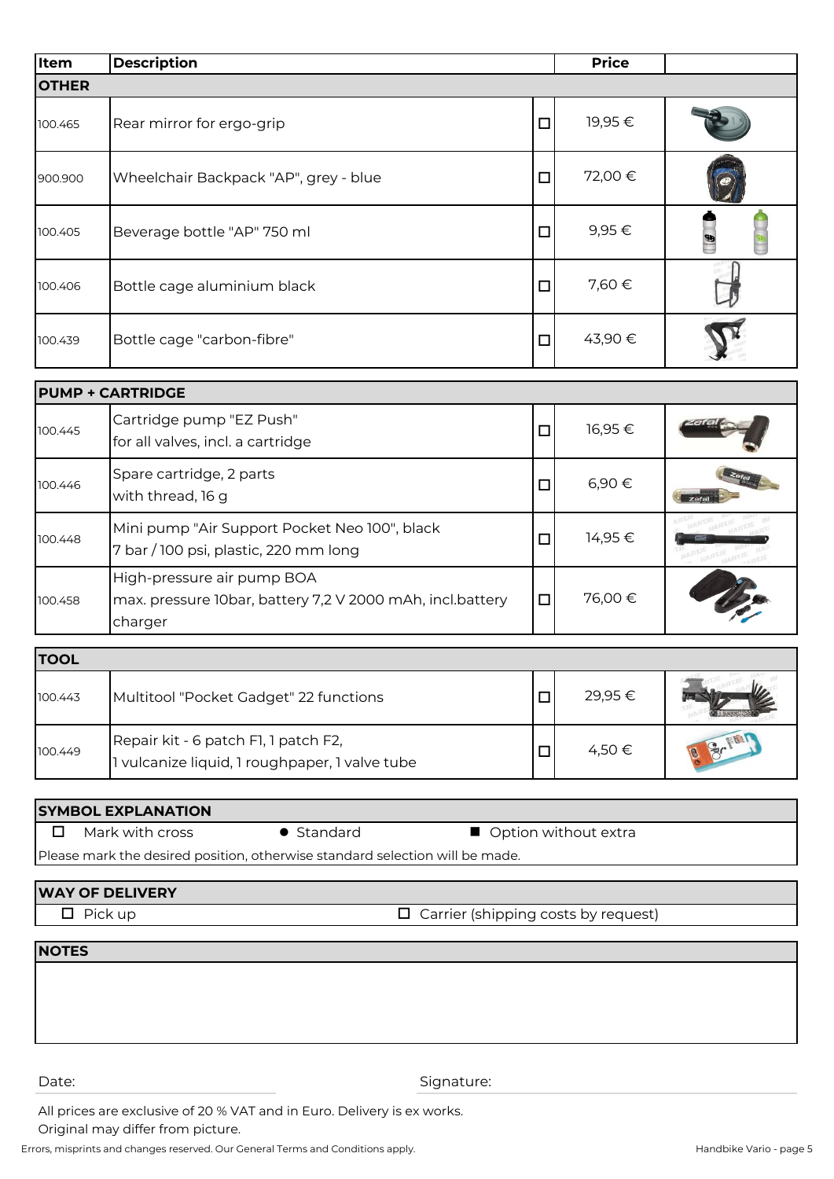| Item | Description | | Price | |
|---|---|---|---|---|
| **OTHER** | | | | |
| 100.465 | Rear mirror for ergo-grip | ☐ | 19,95 € | |
| 900.900 | Wheelchair Backpack "AP", grey - blue | ☐ | 72,00 € | |
| 100.405 | Beverage bottle "AP" 750 ml | ☐ | 9,95 € | |
| 100.406 | Bottle cage aluminium black | ☐ | 7,60 € | |
| 100.439 | Bottle cage "carbon-fibre" | ☐ | 43,90 € | |
| **PUMP + CARTRIDGE** | | | | |
| 100.445 | Cartridge pump "EZ Push"<br>for all valves, incl. a cartridge | ☐ | 16,95 € | |
| 100.446 | Spare cartridge, 2 parts<br>with thread, 16 g | ☐ | 6,90 € | |
| 100.448 | Mini pump "Air Support Pocket Neo 100", black<br>7 bar / 100 psi, plastic, 220 mm long | ☐ | 14,95 € | |
| 100.458 | High-pressure air pump BOA<br>max. pressure 10bar, battery 7,2 V 2000 mAh, incl.battery charger | ☐ | 76,00 € | |
| **TOOL** | | | | |
| 100.443 | Multitool "Pocket Gadget" 22 functions | ☐ | 29,95 € | |
| 100.449 | Repair kit - 6 patch F1, 1 patch F2,<br>1 vulcanize liquid, 1 roughpaper, 1 valve tube | ☐ | 4,50 € | |

**SYMBOL EXPLANATION**

☐ Mark with cross ● Standard ■ Option without extra

Please mark the desired position, otherwise standard selection will be made.

**WAY OF DELIVERY**

☐ Pick up ☐ Carrier (shipping costs by request)

**NOTES**

Date: Signature:

All prices are exclusive of 20 % VAT and in Euro. Delivery is ex works.
Original may differ from picture.

Errors, misprints and changes reserved. Our General Terms and Conditions apply.